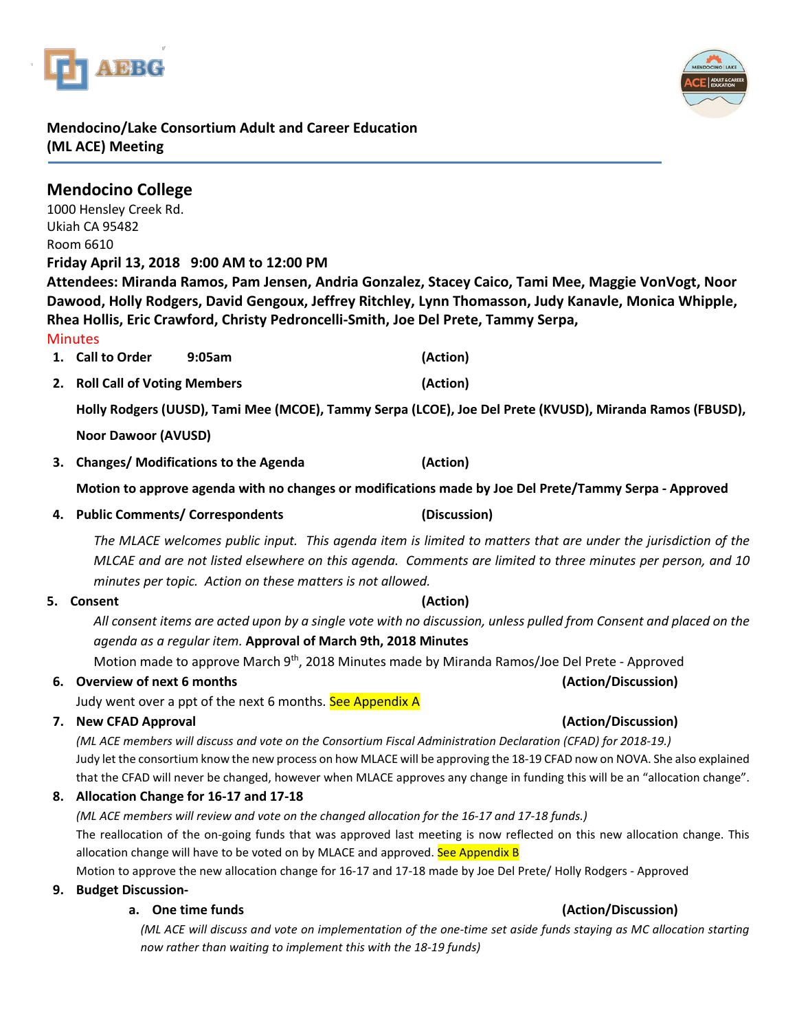**Mendocino/Lake Consortium Adult and Career Education (ML ACE) Meeting**

## Mendocino College

1000 Hensley Creek Rd.
Ukiah CA 95482
Room 6610

**Friday April 13, 2018 9:00 AM to 12:00 PM**

**Attendees: Miranda Ramos, Pam Jensen, Andria Gonzalez, Stacey Caico, Tami Mee, Maggie VonVogt, Noor Dawood, Holly Rodgers, David Gengoux, Jeffrey Ritchley, Lynn Thomasson, Judy Kanavle, Monica Whipple, Rhea Hollis, Eric Crawford, Christy Pedroncelli-Smith, Joe Del Prete, Tammy Serpa,**

Minutes

1. **Call to Order 9:05am (Action)**
2. **Roll Call of Voting Members (Action)**

   **Holly Rodgers (UUSD), Tami Mee (MCOE), Tammy Serpa (LCOE), Joe Del Prete (KVUSD), Miranda Ramos (FBUSD), Noor Dawoor (AVUSD)**

3. **Changes/ Modifications to the Agenda (Action)**

   **Motion to approve agenda with no changes or modifications made by Joe Del Prete/Tammy Serpa - Approved**

4. **Public Comments/ Correspondents (Discussion)**

   *The MLACE welcomes public input. This agenda item is limited to matters that are under the jurisdiction of the MLCAE and are not listed elsewhere on this agenda. Comments are limited to three minutes per person, and 10 minutes per topic. Action on these matters is not allowed.*

5. **Consent (Action)**

   *All consent items are acted upon by a single vote with no discussion, unless pulled from Consent and placed on the agenda as a regular item.* **Approval of March 9th, 2018 Minutes**

   Motion made to approve March 9th, 2018 Minutes made by Miranda Ramos/Joe Del Prete - Approved

6. **Overview of next 6 months (Action/Discussion)**

   Judy went over a ppt of the next 6 months. See Appendix A

7. **New CFAD Approval (Action/Discussion)**

   *(ML ACE members will discuss and vote on the Consortium Fiscal Administration Declaration (CFAD) for 2018-19.)*

   Judy let the consortium know the new process on how MLACE will be approving the 18-19 CFAD now on NOVA. She also explained that the CFAD will never be changed, however when MLACE approves any change in funding this will be an "allocation change".

8. **Allocation Change for 16-17 and 17-18**

   *(ML ACE members will review and vote on the changed allocation for the 16-17 and 17-18 funds.)*

   The reallocation of the on-going funds that was approved last meeting is now reflected on this new allocation change. This allocation change will have to be voted on by MLACE and approved. See Appendix B

   Motion to approve the new allocation change for 16-17 and 17-18 made by Joe Del Prete/ Holly Rodgers - Approved

9. **Budget Discussion-**

   a. **One time funds (Action/Discussion)**

      *(ML ACE will discuss and vote on implementation of the one-time set aside funds staying as MC allocation starting now rather than waiting to implement this with the 18-19 funds)*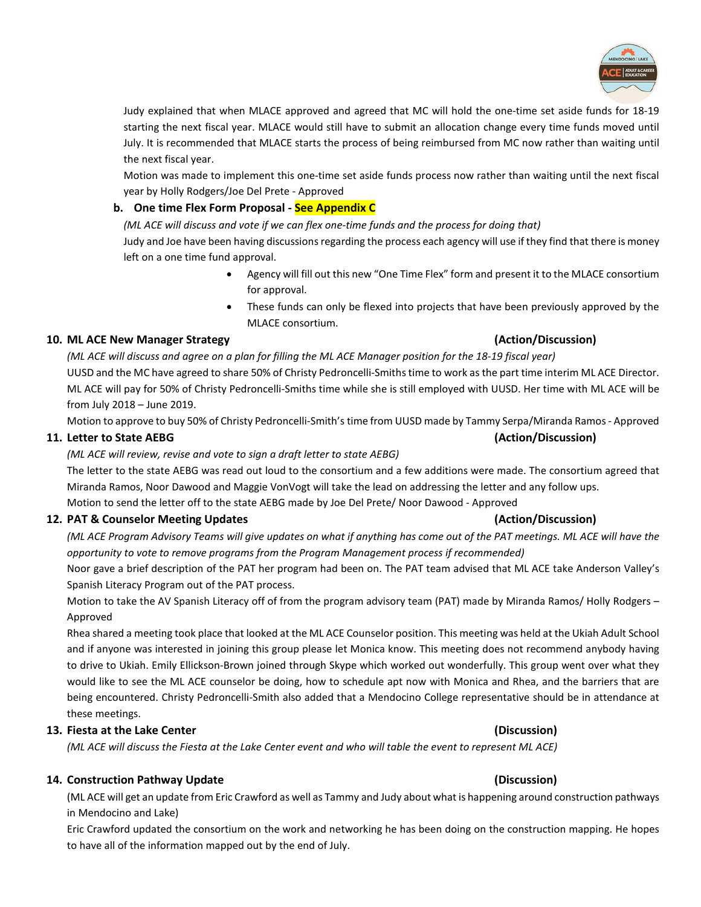Judy explained that when MLACE approved and agreed that MC will hold the one-time set aside funds for 18-19 starting the next fiscal year. MLACE would still have to submit an allocation change every time funds moved until July. It is recommended that MLACE starts the process of being reimbursed from MC now rather than waiting until the next fiscal year.

Motion was made to implement this one-time set aside funds process now rather than waiting until the next fiscal year by Holly Rodgers/Joe Del Prete - Approved

**b. One time Flex Form Proposal - See Appendix C**

*(ML ACE will discuss and vote if we can flex one-time funds and the process for doing that)*

Judy and Joe have been having discussions regarding the process each agency will use if they find that there is money left on a one time fund approval.

- Agency will fill out this new "One Time Flex" form and present it to the MLACE consortium for approval.
- These funds can only be flexed into projects that have been previously approved by the MLACE consortium.

**10. ML ACE New Manager Strategy (Action/Discussion)**

*(ML ACE will discuss and agree on a plan for filling the ML ACE Manager position for the 18-19 fiscal year)*

UUSD and the MC have agreed to share 50% of Christy Pedroncelli-Smiths time to work as the part time interim ML ACE Director. ML ACE will pay for 50% of Christy Pedroncelli-Smiths time while she is still employed with UUSD. Her time with ML ACE will be from July 2018 – June 2019.

Motion to approve to buy 50% of Christy Pedroncelli-Smith's time from UUSD made by Tammy Serpa/Miranda Ramos - Approved

**11. Letter to State AEBG (Action/Discussion)**

*(ML ACE will review, revise and vote to sign a draft letter to state AEBG)*

The letter to the state AEBG was read out loud to the consortium and a few additions were made. The consortium agreed that Miranda Ramos, Noor Dawood and Maggie VonVogt will take the lead on addressing the letter and any follow ups.

Motion to send the letter off to the state AEBG made by Joe Del Prete/ Noor Dawood - Approved

**12. PAT & Counselor Meeting Updates (Action/Discussion)**

*(ML ACE Program Advisory Teams will give updates on what if anything has come out of the PAT meetings. ML ACE will have the opportunity to vote to remove programs from the Program Management process if recommended)*

Noor gave a brief description of the PAT her program had been on. The PAT team advised that ML ACE take Anderson Valley's Spanish Literacy Program out of the PAT process.

Motion to take the AV Spanish Literacy off of from the program advisory team (PAT) made by Miranda Ramos/ Holly Rodgers – Approved

Rhea shared a meeting took place that looked at the ML ACE Counselor position. This meeting was held at the Ukiah Adult School and if anyone was interested in joining this group please let Monica know. This meeting does not recommend anybody having to drive to Ukiah. Emily Ellickson-Brown joined through Skype which worked out wonderfully. This group went over what they would like to see the ML ACE counselor be doing, how to schedule apt now with Monica and Rhea, and the barriers that are being encountered. Christy Pedroncelli-Smith also added that a Mendocino College representative should be in attendance at these meetings.

**13. Fiesta at the Lake Center (Discussion)**

*(ML ACE will discuss the Fiesta at the Lake Center event and who will table the event to represent ML ACE)*

**14. Construction Pathway Update (Discussion)**

(ML ACE will get an update from Eric Crawford as well as Tammy and Judy about what is happening around construction pathways in Mendocino and Lake)

Eric Crawford updated the consortium on the work and networking he has been doing on the construction mapping. He hopes to have all of the information mapped out by the end of July.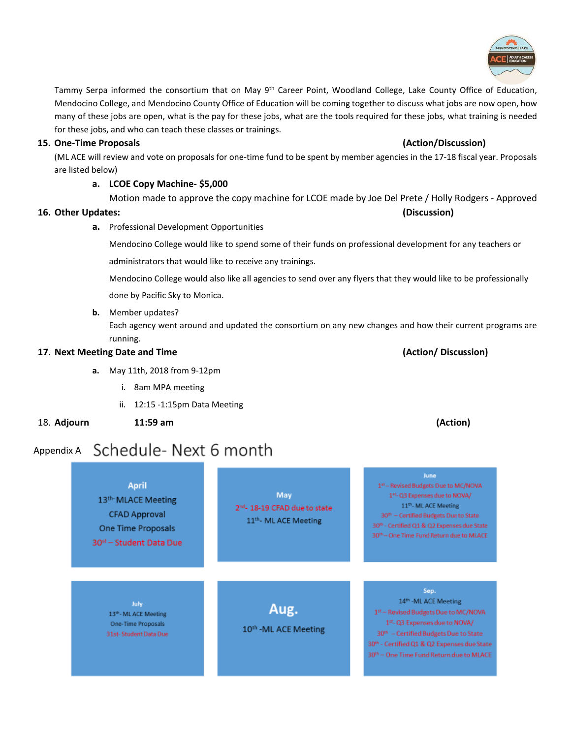Tammy Serpa informed the consortium that on May 9th Career Point, Woodland College, Lake County Office of Education, Mendocino College, and Mendocino County Office of Education will be coming together to discuss what jobs are now open, how many of these jobs are open, what is the pay for these jobs, what are the tools required for these jobs, what training is needed for these jobs, and who can teach these classes or trainings.

**15. One-Time Proposals** **(Action/Discussion)**

(ML ACE will review and vote on proposals for one-time fund to be spent by member agencies in the 17-18 fiscal year. Proposals are listed below)

a. **LCOE Copy Machine- $5,000**

Motion made to approve the copy machine for LCOE made by Joe Del Prete / Holly Rodgers - Approved

**16. Other Updates:** **(Discussion)**

a. Professional Development Opportunities

Mendocino College would like to spend some of their funds on professional development for any teachers or administrators that would like to receive any trainings.

Mendocino College would also like all agencies to send over any flyers that they would like to be professionally done by Pacific Sky to Monica.

b. Member updates?

Each agency went around and updated the consortium on any new changes and how their current programs are running.

**17. Next Meeting Date and Time** **(Action/ Discussion)**

a. May 11th, 2018 from 9-12pm
   i. 8am MPA meeting
   ii. 12:15 -1:15pm Data Meeting

18. **Adjourn** **11:59 am** **(Action)**

Appendix A **Schedule- Next 6 month**

| April | May | June |
|---|---|---|
| 13th- MLACE Meeting<br>CFAD Approval<br>One Time Proposals<br>30st – Student Data Due | 2nd- 18-19 CFAD due to state<br>11th- ML ACE Meeting | 1st – Revised Budgets Due to MC/NOVA<br>1st- Q3 Expenses due to NOVA/<br>11th- ML ACE Meeting<br>30th – Certified Budgets Due to State<br>30th - Certified Q1 & Q2 Expenses due State<br>30th – One Time Fund Return due to MLACE |

| July | Aug. | Sep. |
|---|---|---|
| 13th- ML ACE Meeting<br>One-Time Proposals<br>31st- Student Data Due | 10th -ML ACE Meeting | 14th -ML ACE Meeting<br>1st – Revised Budgets Due to MC/NOVA<br>1st- Q3 Expenses due to NOVA/<br>30th – Certified Budgets Due to State<br>30th - Certified Q1 & Q2 Expenses due State<br>30th – One Time Fund Return due to MLACE |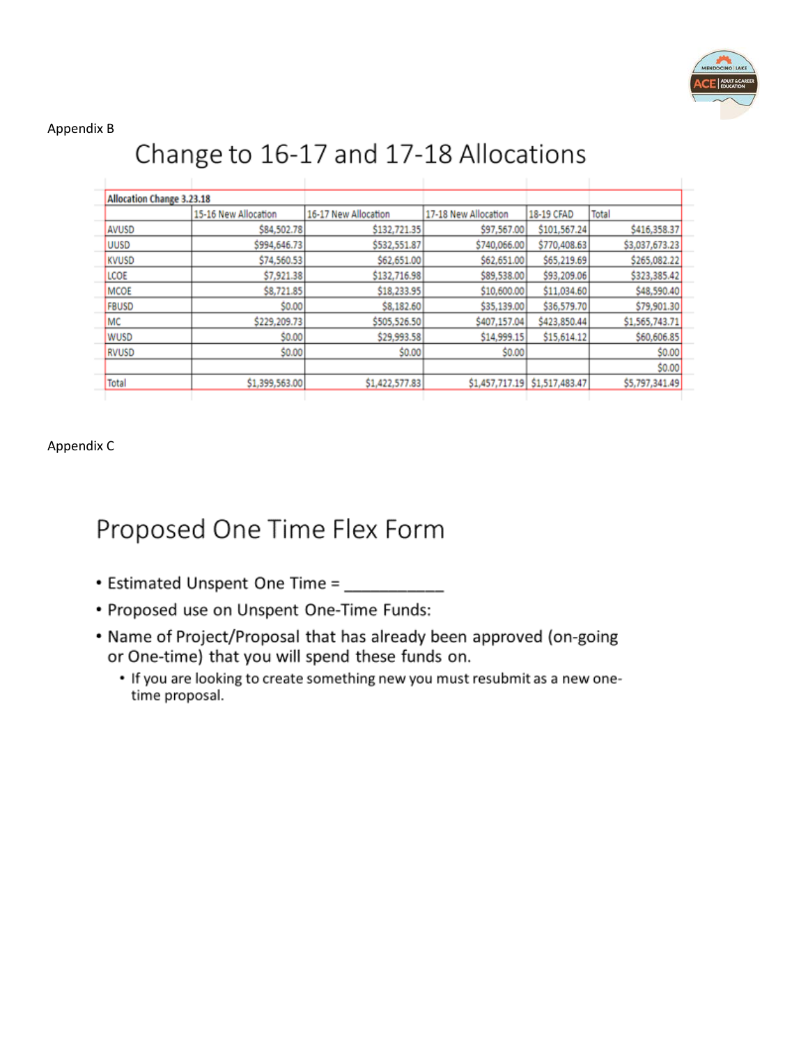Appendix B

# Change to 16-17 and 17-18 Allocations

| Allocation Change 3.23.18 | | | | | |
|---|---|---|---|---|---|
| | 15-16 New Allocation | 16-17 New Allocation | 17-18 New Allocation | 18-19 CFAD | Total |
| AVUSD | $84,502.78 | $132,721.35 | $97,567.00 | $101,567.24 | $416,358.37 |
| UUSD | $994,646.73 | $532,551.87 | $740,066.00 | $770,408.63 | $3,037,673.23 |
| KVUSD | $74,560.53 | $62,651.00 | $62,651.00 | $65,219.69 | $265,082.22 |
| LCOE | $7,921.38 | $132,716.98 | $89,538.00 | $93,209.06 | $323,385.42 |
| MCOE | $8,721.85 | $18,233.95 | $10,600.00 | $11,034.60 | $48,590.40 |
| FBUSD | $0.00 | $8,182.60 | $35,139.00 | $36,579.70 | $79,901.30 |
| MC | $229,209.73 | $505,526.50 | $407,157.04 | $423,850.44 | $1,565,743.71 |
| WUSD | $0.00 | $29,993.58 | $14,999.15 | $15,614.12 | $60,606.85 |
| RVUSD | $0.00 | $0.00 | $0.00 | | $0.00 |
| | | | | | $0.00 |
| Total | $1,399,563.00 | $1,422,577.83 | $1,457,717.19 | $1,517,483.47 | $5,797,341.49 |

Appendix C

# Proposed One Time Flex Form

- Estimated Unspent One Time = ___________
- Proposed use on Unspent One-Time Funds:
- Name of Project/Proposal that has already been approved (on-going or One-time) that you will spend these funds on.
  - If you are looking to create something new you must resubmit as a new one-time proposal.